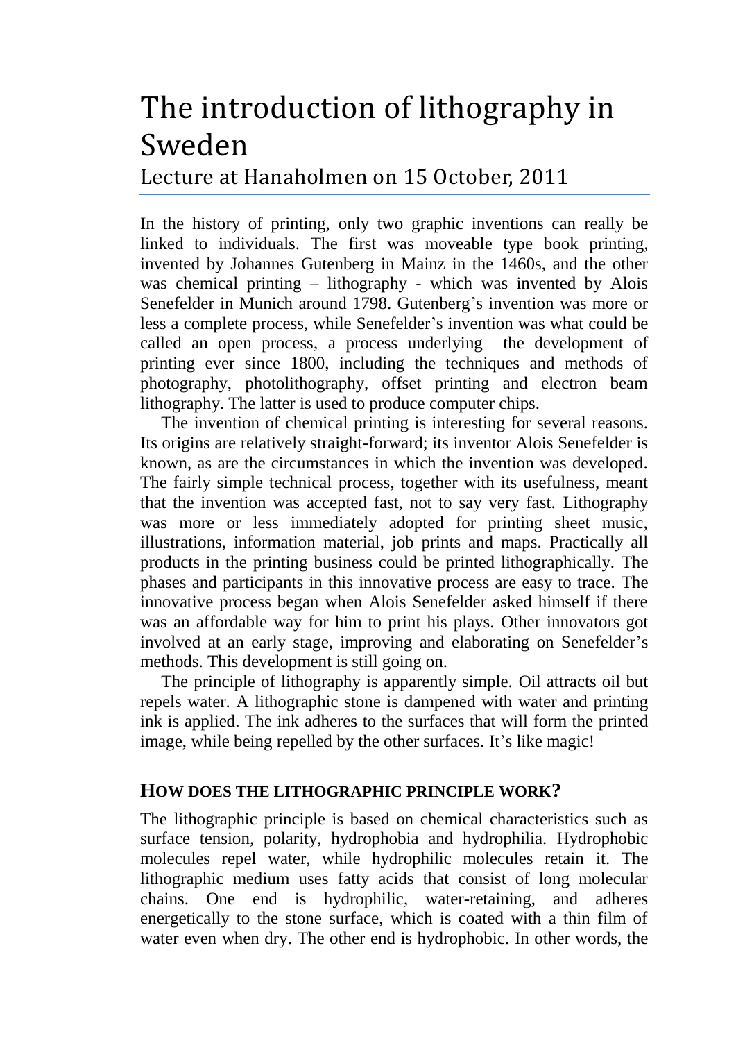# The introduction of lithography in Sweden

## Lecture at Hanaholmen on 15 October, 2011

In the history of printing, only two graphic inventions can really be linked to individuals. The first was moveable type book printing, invented by Johannes Gutenberg in Mainz in the 1460s, and the other was chemical printing – lithography - which was invented by Alois Senefelder in Munich around 1798. Gutenberg's invention was more or less a complete process, while Senefelder's invention was what could be called an open process, a process underlying the development of printing ever since 1800, including the techniques and methods of photography, photolithography, offset printing and electron beam lithography. The latter is used to produce computer chips.

The invention of chemical printing is interesting for several reasons. Its origins are relatively straight-forward; its inventor Alois Senefelder is known, as are the circumstances in which the invention was developed. The fairly simple technical process, together with its usefulness, meant that the invention was accepted fast, not to say very fast. Lithography was more or less immediately adopted for printing sheet music, illustrations, information material, job prints and maps. Practically all products in the printing business could be printed lithographically. The phases and participants in this innovative process are easy to trace. The innovative process began when Alois Senefelder asked himself if there was an affordable way for him to print his plays. Other innovators got involved at an early stage, improving and elaborating on Senefelder's methods. This development is still going on.

The principle of lithography is apparently simple. Oil attracts oil but repels water. A lithographic stone is dampened with water and printing ink is applied. The ink adheres to the surfaces that will form the printed image, while being repelled by the other surfaces. It's like magic!

### HOW DOES THE LITHOGRAPHIC PRINCIPLE WORK?

The lithographic principle is based on chemical characteristics such as surface tension, polarity, hydrophobia and hydrophilia. Hydrophobic molecules repel water, while hydrophilic molecules retain it. The lithographic medium uses fatty acids that consist of long molecular chains. One end is hydrophilic, water-retaining, and adheres energetically to the stone surface, which is coated with a thin film of water even when dry. The other end is hydrophobic. In other words, the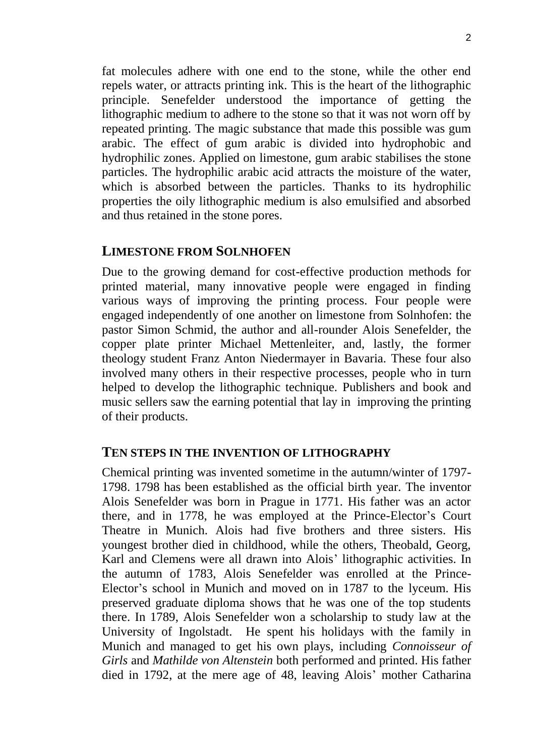fat molecules adhere with one end to the stone, while the other end repels water, or attracts printing ink. This is the heart of the lithographic principle. Senefelder understood the importance of getting the lithographic medium to adhere to the stone so that it was not worn off by repeated printing. The magic substance that made this possible was gum arabic. The effect of gum arabic is divided into hydrophobic and hydrophilic zones. Applied on limestone, gum arabic stabilises the stone particles. The hydrophilic arabic acid attracts the moisture of the water, which is absorbed between the particles. Thanks to its hydrophilic properties the oily lithographic medium is also emulsified and absorbed and thus retained in the stone pores.

## LIMESTONE FROM SOLNHOFEN

Due to the growing demand for cost-effective production methods for printed material, many innovative people were engaged in finding various ways of improving the printing process. Four people were engaged independently of one another on limestone from Solnhofen: the pastor Simon Schmid, the author and all-rounder Alois Senefelder, the copper plate printer Michael Mettenleiter, and, lastly, the former theology student Franz Anton Niedermayer in Bavaria. These four also involved many others in their respective processes, people who in turn helped to develop the lithographic technique. Publishers and book and music sellers saw the earning potential that lay in improving the printing of their products.

## TEN STEPS IN THE INVENTION OF LITHOGRAPHY

Chemical printing was invented sometime in the autumn/winter of 1797-1798. 1798 has been established as the official birth year. The inventor Alois Senefelder was born in Prague in 1771. His father was an actor there, and in 1778, he was employed at the Prince-Elector's Court Theatre in Munich. Alois had five brothers and three sisters. His youngest brother died in childhood, while the others, Theobald, Georg, Karl and Clemens were all drawn into Alois' lithographic activities. In the autumn of 1783, Alois Senefelder was enrolled at the Prince-Elector's school in Munich and moved on in 1787 to the lyceum. His preserved graduate diploma shows that he was one of the top students there. In 1789, Alois Senefelder won a scholarship to study law at the University of Ingolstadt. He spent his holidays with the family in Munich and managed to get his own plays, including *Connoisseur of Girls* and *Mathilde von Altenstein* both performed and printed. His father died in 1792, at the mere age of 48, leaving Alois' mother Catharina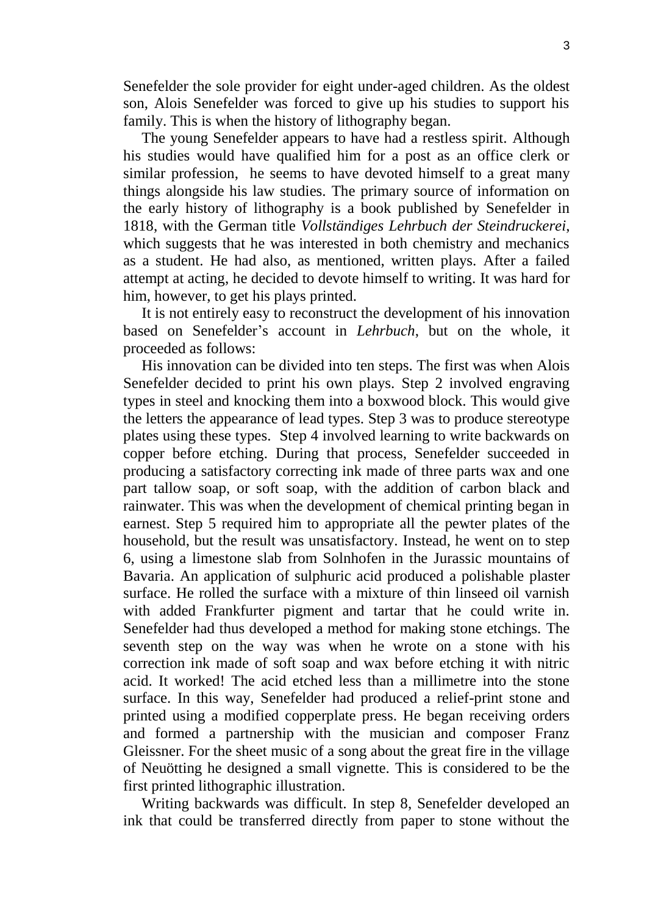Senefelder the sole provider for eight under-aged children. As the oldest son, Alois Senefelder was forced to give up his studies to support his family. This is when the history of lithography began.

The young Senefelder appears to have had a restless spirit. Although his studies would have qualified him for a post as an office clerk or similar profession, he seems to have devoted himself to a great many things alongside his law studies. The primary source of information on the early history of lithography is a book published by Senefelder in 1818, with the German title *Vollständiges Lehrbuch der Steindruckerei*, which suggests that he was interested in both chemistry and mechanics as a student. He had also, as mentioned, written plays. After a failed attempt at acting, he decided to devote himself to writing. It was hard for him, however, to get his plays printed.

It is not entirely easy to reconstruct the development of his innovation based on Senefelder's account in *Lehrbuch*, but on the whole, it proceeded as follows:

His innovation can be divided into ten steps. The first was when Alois Senefelder decided to print his own plays. Step 2 involved engraving types in steel and knocking them into a boxwood block. This would give the letters the appearance of lead types. Step 3 was to produce stereotype plates using these types. Step 4 involved learning to write backwards on copper before etching. During that process, Senefelder succeeded in producing a satisfactory correcting ink made of three parts wax and one part tallow soap, or soft soap, with the addition of carbon black and rainwater. This was when the development of chemical printing began in earnest. Step 5 required him to appropriate all the pewter plates of the household, but the result was unsatisfactory. Instead, he went on to step 6, using a limestone slab from Solnhofen in the Jurassic mountains of Bavaria. An application of sulphuric acid produced a polishable plaster surface. He rolled the surface with a mixture of thin linseed oil varnish with added Frankfurter pigment and tartar that he could write in. Senefelder had thus developed a method for making stone etchings. The seventh step on the way was when he wrote on a stone with his correction ink made of soft soap and wax before etching it with nitric acid. It worked! The acid etched less than a millimetre into the stone surface. In this way, Senefelder had produced a relief-print stone and printed using a modified copperplate press. He began receiving orders and formed a partnership with the musician and composer Franz Gleissner. For the sheet music of a song about the great fire in the village of Neuötting he designed a small vignette. This is considered to be the first printed lithographic illustration.

Writing backwards was difficult. In step 8, Senefelder developed an ink that could be transferred directly from paper to stone without the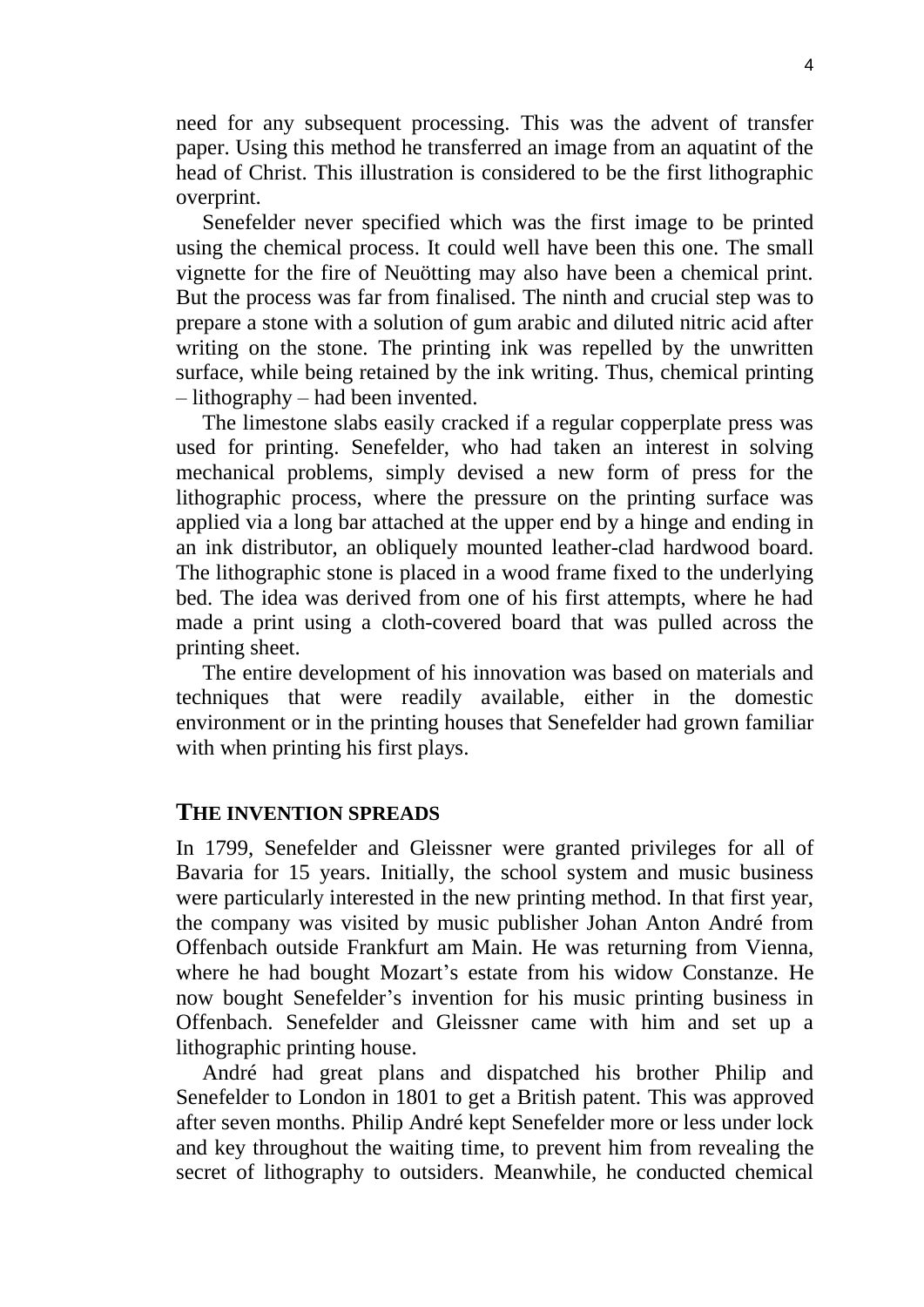need for any subsequent processing. This was the advent of transfer paper. Using this method he transferred an image from an aquatint of the head of Christ. This illustration is considered to be the first lithographic overprint.

Senefelder never specified which was the first image to be printed using the chemical process. It could well have been this one. The small vignette for the fire of Neuötting may also have been a chemical print. But the process was far from finalised. The ninth and crucial step was to prepare a stone with a solution of gum arabic and diluted nitric acid after writing on the stone. The printing ink was repelled by the unwritten surface, while being retained by the ink writing. Thus, chemical printing – lithography – had been invented.

The limestone slabs easily cracked if a regular copperplate press was used for printing. Senefelder, who had taken an interest in solving mechanical problems, simply devised a new form of press for the lithographic process, where the pressure on the printing surface was applied via a long bar attached at the upper end by a hinge and ending in an ink distributor, an obliquely mounted leather-clad hardwood board. The lithographic stone is placed in a wood frame fixed to the underlying bed. The idea was derived from one of his first attempts, where he had made a print using a cloth-covered board that was pulled across the printing sheet.

The entire development of his innovation was based on materials and techniques that were readily available, either in the domestic environment or in the printing houses that Senefelder had grown familiar with when printing his first plays.

## THE INVENTION SPREADS

In 1799, Senefelder and Gleissner were granted privileges for all of Bavaria for 15 years. Initially, the school system and music business were particularly interested in the new printing method. In that first year, the company was visited by music publisher Johan Anton André from Offenbach outside Frankfurt am Main. He was returning from Vienna, where he had bought Mozart's estate from his widow Constanze. He now bought Senefelder's invention for his music printing business in Offenbach. Senefelder and Gleissner came with him and set up a lithographic printing house.

André had great plans and dispatched his brother Philip and Senefelder to London in 1801 to get a British patent. This was approved after seven months. Philip André kept Senefelder more or less under lock and key throughout the waiting time, to prevent him from revealing the secret of lithography to outsiders. Meanwhile, he conducted chemical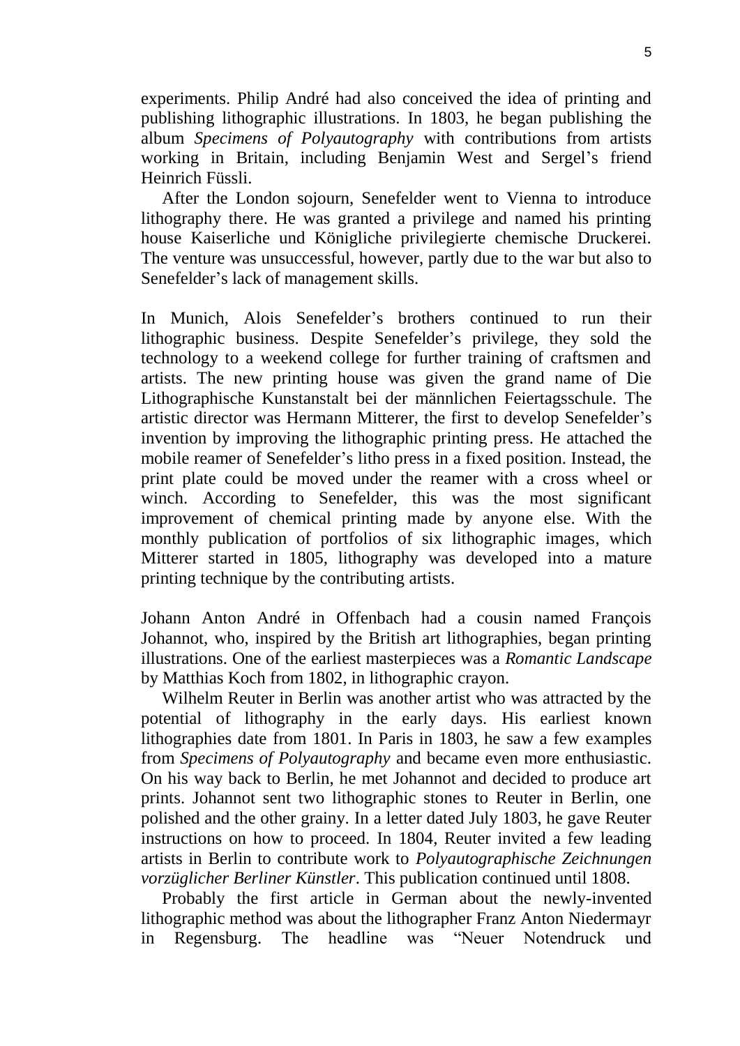experiments. Philip André had also conceived the idea of printing and publishing lithographic illustrations. In 1803, he began publishing the album *Specimens of Polyautography* with contributions from artists working in Britain, including Benjamin West and Sergel's friend Heinrich Füssli.

After the London sojourn, Senefelder went to Vienna to introduce lithography there. He was granted a privilege and named his printing house Kaiserliche und Königliche privilegierte chemische Druckerei. The venture was unsuccessful, however, partly due to the war but also to Senefelder's lack of management skills.

In Munich, Alois Senefelder's brothers continued to run their lithographic business. Despite Senefelder's privilege, they sold the technology to a weekend college for further training of craftsmen and artists. The new printing house was given the grand name of Die Lithographische Kunstanstalt bei der männlichen Feiertagsschule. The artistic director was Hermann Mitterer, the first to develop Senefelder's invention by improving the lithographic printing press. He attached the mobile reamer of Senefelder's litho press in a fixed position. Instead, the print plate could be moved under the reamer with a cross wheel or winch. According to Senefelder, this was the most significant improvement of chemical printing made by anyone else. With the monthly publication of portfolios of six lithographic images, which Mitterer started in 1805, lithography was developed into a mature printing technique by the contributing artists.

Johann Anton André in Offenbach had a cousin named François Johannot, who, inspired by the British art lithographies, began printing illustrations. One of the earliest masterpieces was a *Romantic Landscape* by Matthias Koch from 1802, in lithographic crayon.

Wilhelm Reuter in Berlin was another artist who was attracted by the potential of lithography in the early days. His earliest known lithographies date from 1801. In Paris in 1803, he saw a few examples from *Specimens of Polyautography* and became even more enthusiastic. On his way back to Berlin, he met Johannot and decided to produce art prints. Johannot sent two lithographic stones to Reuter in Berlin, one polished and the other grainy. In a letter dated July 1803, he gave Reuter instructions on how to proceed. In 1804, Reuter invited a few leading artists in Berlin to contribute work to *Polyautographische Zeichnungen vorzüglicher Berliner Künstler*. This publication continued until 1808.

Probably the first article in German about the newly-invented lithographic method was about the lithographer Franz Anton Niedermayr in Regensburg. The headline was "Neuer Notendruck und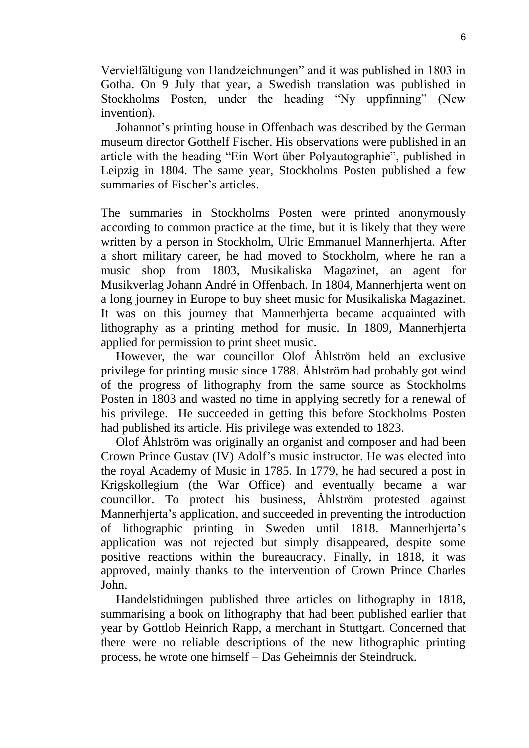Vervielfältigung von Handzeichnungen" and it was published in 1803 in Gotha. On 9 July that year, a Swedish translation was published in Stockholms Posten, under the heading "Ny uppfinning" (New invention).

Johannot's printing house in Offenbach was described by the German museum director Gotthelf Fischer. His observations were published in an article with the heading "Ein Wort über Polyautographie", published in Leipzig in 1804. The same year, Stockholms Posten published a few summaries of Fischer's articles.

The summaries in Stockholms Posten were printed anonymously according to common practice at the time, but it is likely that they were written by a person in Stockholm, Ulric Emmanuel Mannerhjerta. After a short military career, he had moved to Stockholm, where he ran a music shop from 1803, Musikaliska Magazinet, an agent for Musikverlag Johann André in Offenbach. In 1804, Mannerhjerta went on a long journey in Europe to buy sheet music for Musikaliska Magazinet. It was on this journey that Mannerhjerta became acquainted with lithography as a printing method for music. In 1809, Mannerhjerta applied for permission to print sheet music.

However, the war councillor Olof Åhlström held an exclusive privilege for printing music since 1788. Åhlström had probably got wind of the progress of lithography from the same source as Stockholms Posten in 1803 and wasted no time in applying secretly for a renewal of his privilege. He succeeded in getting this before Stockholms Posten had published its article. His privilege was extended to 1823.

Olof Åhlström was originally an organist and composer and had been Crown Prince Gustav (IV) Adolf's music instructor. He was elected into the royal Academy of Music in 1785. In 1779, he had secured a post in Krigskollegium (the War Office) and eventually became a war councillor. To protect his business, Åhlström protested against Mannerhjerta's application, and succeeded in preventing the introduction of lithographic printing in Sweden until 1818. Mannerhjerta's application was not rejected but simply disappeared, despite some positive reactions within the bureaucracy. Finally, in 1818, it was approved, mainly thanks to the intervention of Crown Prince Charles John.

Handelstidningen published three articles on lithography in 1818, summarising a book on lithography that had been published earlier that year by Gottlob Heinrich Rapp, a merchant in Stuttgart. Concerned that there were no reliable descriptions of the new lithographic printing process, he wrote one himself – Das Geheimnis der Steindruck.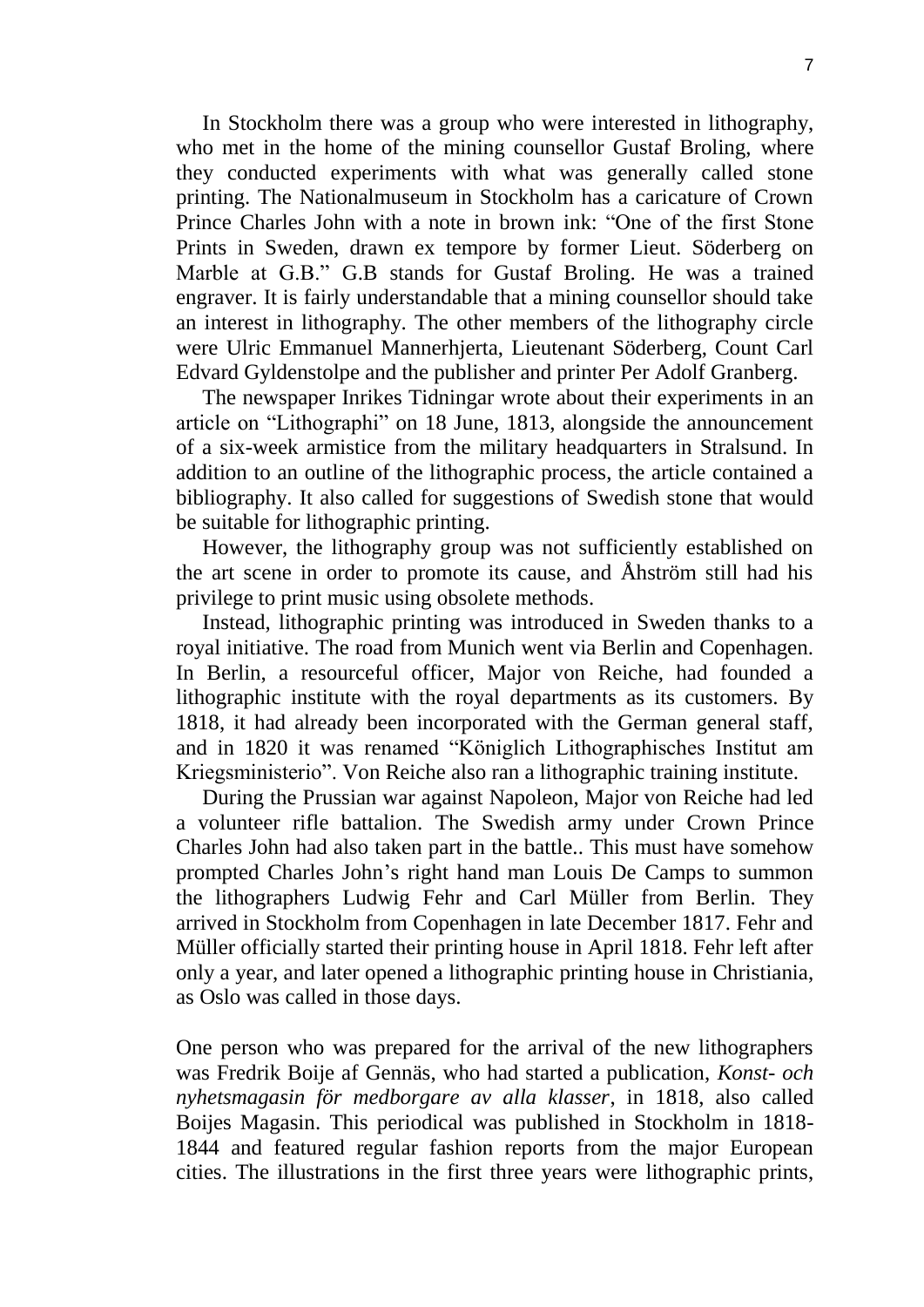In Stockholm there was a group who were interested in lithography, who met in the home of the mining counsellor Gustaf Broling, where they conducted experiments with what was generally called stone printing. The Nationalmuseum in Stockholm has a caricature of Crown Prince Charles John with a note in brown ink: "One of the first Stone Prints in Sweden, drawn ex tempore by former Lieut. Söderberg on Marble at G.B." G.B stands for Gustaf Broling. He was a trained engraver. It is fairly understandable that a mining counsellor should take an interest in lithography. The other members of the lithography circle were Ulric Emmanuel Mannerhjerta, Lieutenant Söderberg, Count Carl Edvard Gyldenstolpe and the publisher and printer Per Adolf Granberg.

The newspaper Inrikes Tidningar wrote about their experiments in an article on "Lithographi" on 18 June, 1813, alongside the announcement of a six-week armistice from the military headquarters in Stralsund. In addition to an outline of the lithographic process, the article contained a bibliography. It also called for suggestions of Swedish stone that would be suitable for lithographic printing.

However, the lithography group was not sufficiently established on the art scene in order to promote its cause, and Åhström still had his privilege to print music using obsolete methods.

Instead, lithographic printing was introduced in Sweden thanks to a royal initiative. The road from Munich went via Berlin and Copenhagen. In Berlin, a resourceful officer, Major von Reiche, had founded a lithographic institute with the royal departments as its customers. By 1818, it had already been incorporated with the German general staff, and in 1820 it was renamed "Königlich Lithographisches Institut am Kriegsministerio". Von Reiche also ran a lithographic training institute.

During the Prussian war against Napoleon, Major von Reiche had led a volunteer rifle battalion. The Swedish army under Crown Prince Charles John had also taken part in the battle.. This must have somehow prompted Charles John's right hand man Louis De Camps to summon the lithographers Ludwig Fehr and Carl Müller from Berlin. They arrived in Stockholm from Copenhagen in late December 1817. Fehr and Müller officially started their printing house in April 1818. Fehr left after only a year, and later opened a lithographic printing house in Christiania, as Oslo was called in those days.

One person who was prepared for the arrival of the new lithographers was Fredrik Boije af Gennäs, who had started a publication, *Konst- och nyhetsmagasin för medborgare av alla klasser*, in 1818, also called Boijes Magasin. This periodical was published in Stockholm in 1818-1844 and featured regular fashion reports from the major European cities. The illustrations in the first three years were lithographic prints,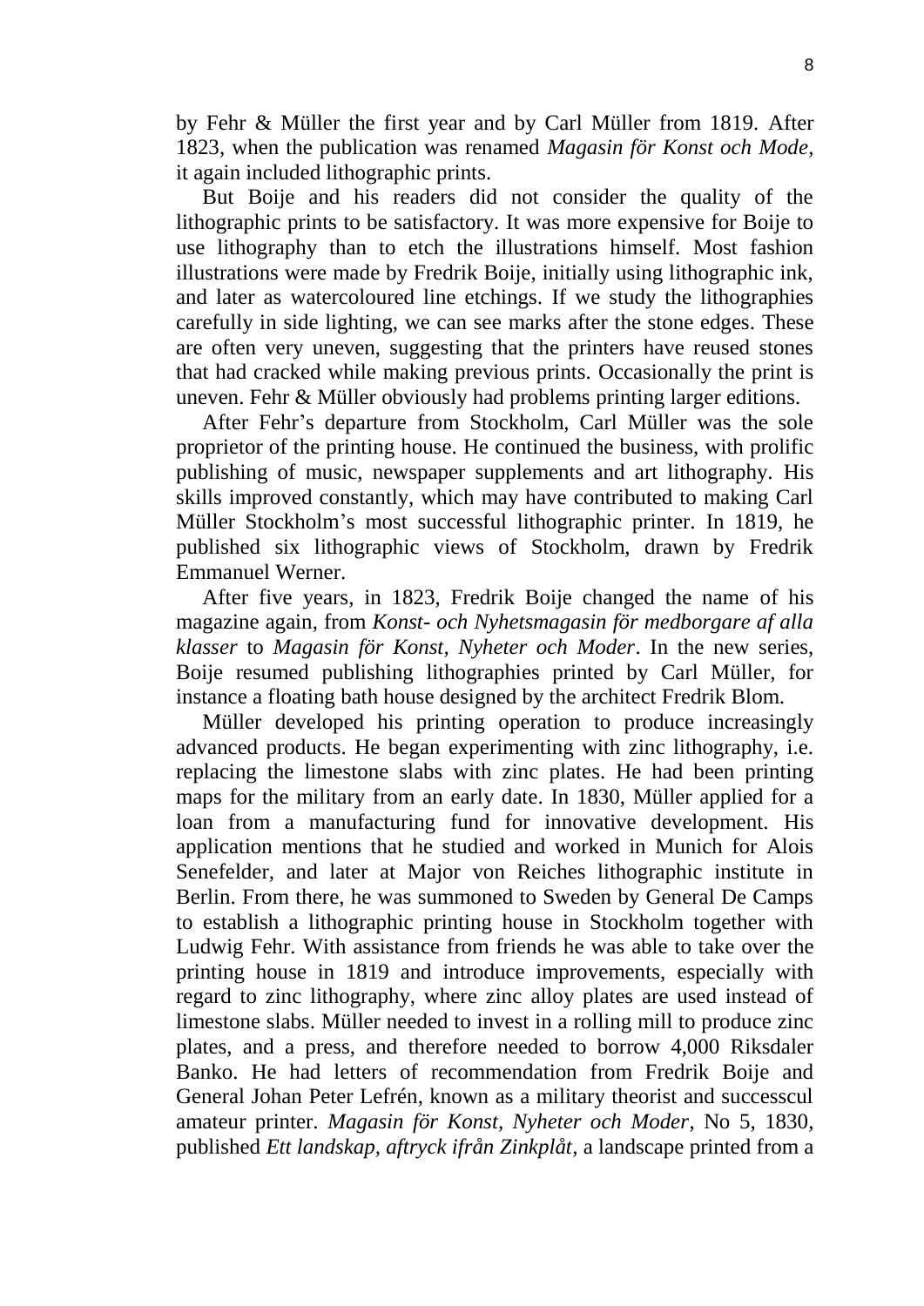by Fehr & Müller the first year and by Carl Müller from 1819. After 1823, when the publication was renamed *Magasin för Konst och Mode*, it again included lithographic prints.

But Boije and his readers did not consider the quality of the lithographic prints to be satisfactory. It was more expensive for Boije to use lithography than to etch the illustrations himself. Most fashion illustrations were made by Fredrik Boije, initially using lithographic ink, and later as watercoloured line etchings. If we study the lithographies carefully in side lighting, we can see marks after the stone edges. These are often very uneven, suggesting that the printers have reused stones that had cracked while making previous prints. Occasionally the print is uneven. Fehr & Müller obviously had problems printing larger editions.

After Fehr's departure from Stockholm, Carl Müller was the sole proprietor of the printing house. He continued the business, with prolific publishing of music, newspaper supplements and art lithography. His skills improved constantly, which may have contributed to making Carl Müller Stockholm's most successful lithographic printer. In 1819, he published six lithographic views of Stockholm, drawn by Fredrik Emmanuel Werner.

After five years, in 1823, Fredrik Boije changed the name of his magazine again, from *Konst- och Nyhetsmagasin för medborgare af alla klasser* to *Magasin för Konst, Nyheter och Moder*. In the new series, Boije resumed publishing lithographies printed by Carl Müller, for instance a floating bath house designed by the architect Fredrik Blom.

Müller developed his printing operation to produce increasingly advanced products. He began experimenting with zinc lithography, i.e. replacing the limestone slabs with zinc plates. He had been printing maps for the military from an early date. In 1830, Müller applied for a loan from a manufacturing fund for innovative development. His application mentions that he studied and worked in Munich for Alois Senefelder, and later at Major von Reiches lithographic institute in Berlin. From there, he was summoned to Sweden by General De Camps to establish a lithographic printing house in Stockholm together with Ludwig Fehr. With assistance from friends he was able to take over the printing house in 1819 and introduce improvements, especially with regard to zinc lithography, where zinc alloy plates are used instead of limestone slabs. Müller needed to invest in a rolling mill to produce zinc plates, and a press, and therefore needed to borrow 4,000 Riksdaler Banko. He had letters of recommendation from Fredrik Boije and General Johan Peter Lefrén, known as a military theorist and successcul amateur printer. *Magasin för Konst, Nyheter och Moder*, No 5, 1830, published *Ett landskap, aftryck ifrån Zinkplåt*, a landscape printed from a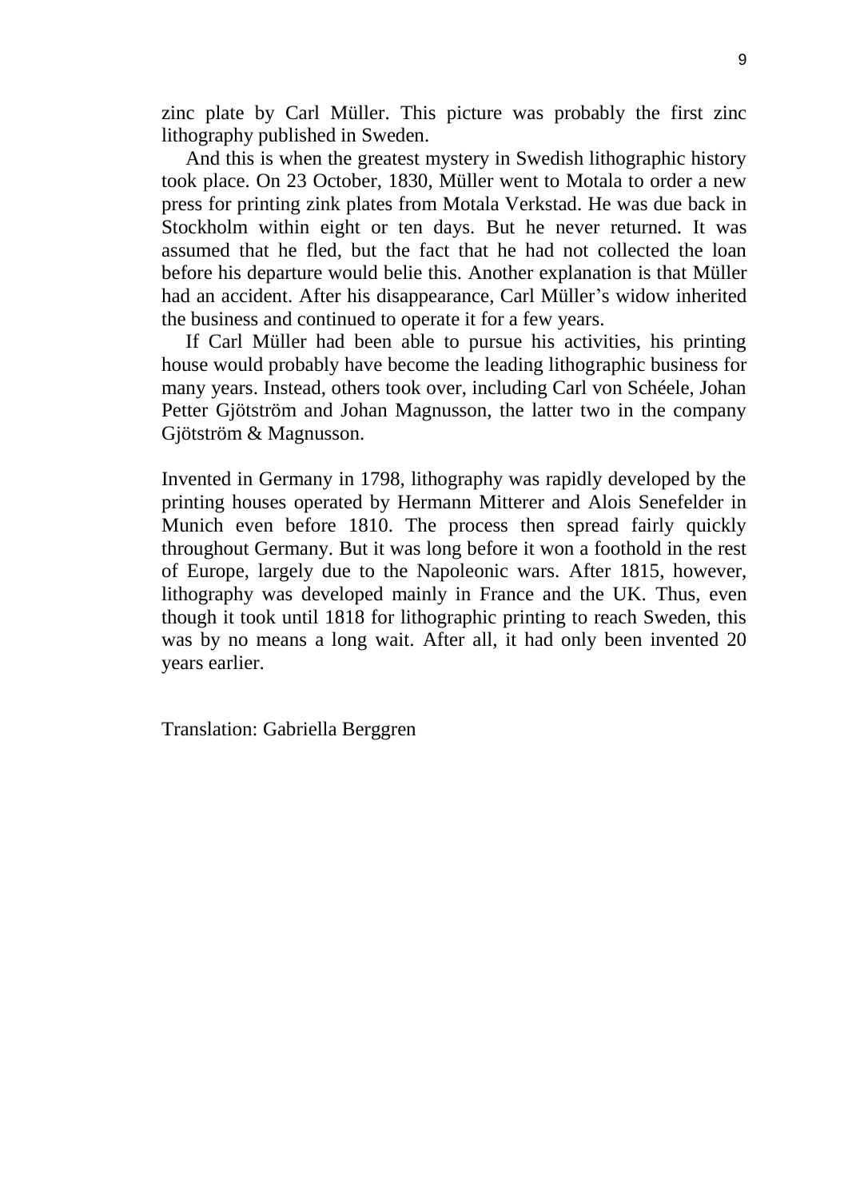zinc plate by Carl Müller. This picture was probably the first zinc lithography published in Sweden.

And this is when the greatest mystery in Swedish lithographic history took place. On 23 October, 1830, Müller went to Motala to order a new press for printing zink plates from Motala Verkstad. He was due back in Stockholm within eight or ten days. But he never returned. It was assumed that he fled, but the fact that he had not collected the loan before his departure would belie this. Another explanation is that Müller had an accident. After his disappearance, Carl Müller's widow inherited the business and continued to operate it for a few years.

If Carl Müller had been able to pursue his activities, his printing house would probably have become the leading lithographic business for many years. Instead, others took over, including Carl von Schéele, Johan Petter Gjötström and Johan Magnusson, the latter two in the company Gjötström & Magnusson.

Invented in Germany in 1798, lithography was rapidly developed by the printing houses operated by Hermann Mitterer and Alois Senefelder in Munich even before 1810. The process then spread fairly quickly throughout Germany. But it was long before it won a foothold in the rest of Europe, largely due to the Napoleonic wars. After 1815, however, lithography was developed mainly in France and the UK. Thus, even though it took until 1818 for lithographic printing to reach Sweden, this was by no means a long wait. After all, it had only been invented 20 years earlier.

Translation: Gabriella Berggren